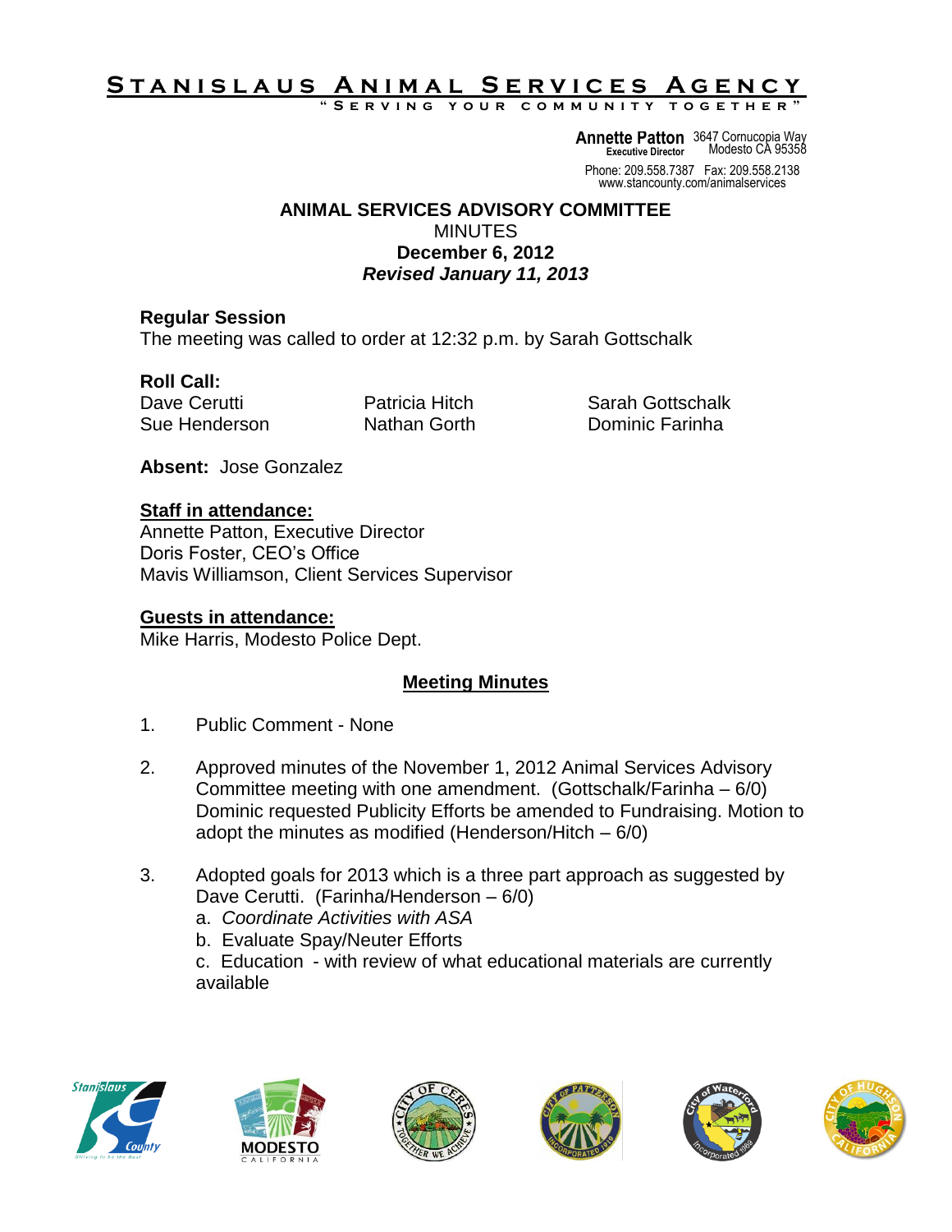# STANISLAUS ANIMAL SERVICES AGENCY

"SERVING YOUR COMMUNITY TOGETHER"

**Annette Patton**
**Executive Director**
3647 Cornucopia Way
Modesto CA 95358
Phone: 209.558.7387 Fax: 209.558.2138
www.stancounty.com/animalservices

## ANIMAL SERVICES ADVISORY COMMITTEE

MINUTES
**December 6, 2012**
***Revised January 11, 2013***

### Regular Session

The meeting was called to order at 12:32 p.m. by Sarah Gottschalk

**Roll Call:**

| | | |
|---|---|---|
| Dave Cerutti | Patricia Hitch | Sarah Gottschalk |
| Sue Henderson | Nathan Gorth | Dominic Farinha |

**Absent:** Jose Gonzalez

**Staff in attendance:**
Annette Patton, Executive Director
Doris Foster, CEO's Office
Mavis Williamson, Client Services Supervisor

**Guests in attendance:**
Mike Harris, Modesto Police Dept.

### Meeting Minutes

1. Public Comment - None

2. Approved minutes of the November 1, 2012 Animal Services Advisory Committee meeting with one amendment. (Gottschalk/Farinha – 6/0) Dominic requested Publicity Efforts be amended to Fundraising. Motion to adopt the minutes as modified (Henderson/Hitch – 6/0)

3. Adopted goals for 2013 which is a three part approach as suggested by Dave Cerutti. (Farinha/Henderson – 6/0)
   a. *Coordinate Activities with ASA*
   b. Evaluate Spay/Neuter Efforts
   c. Education - with review of what educational materials are currently available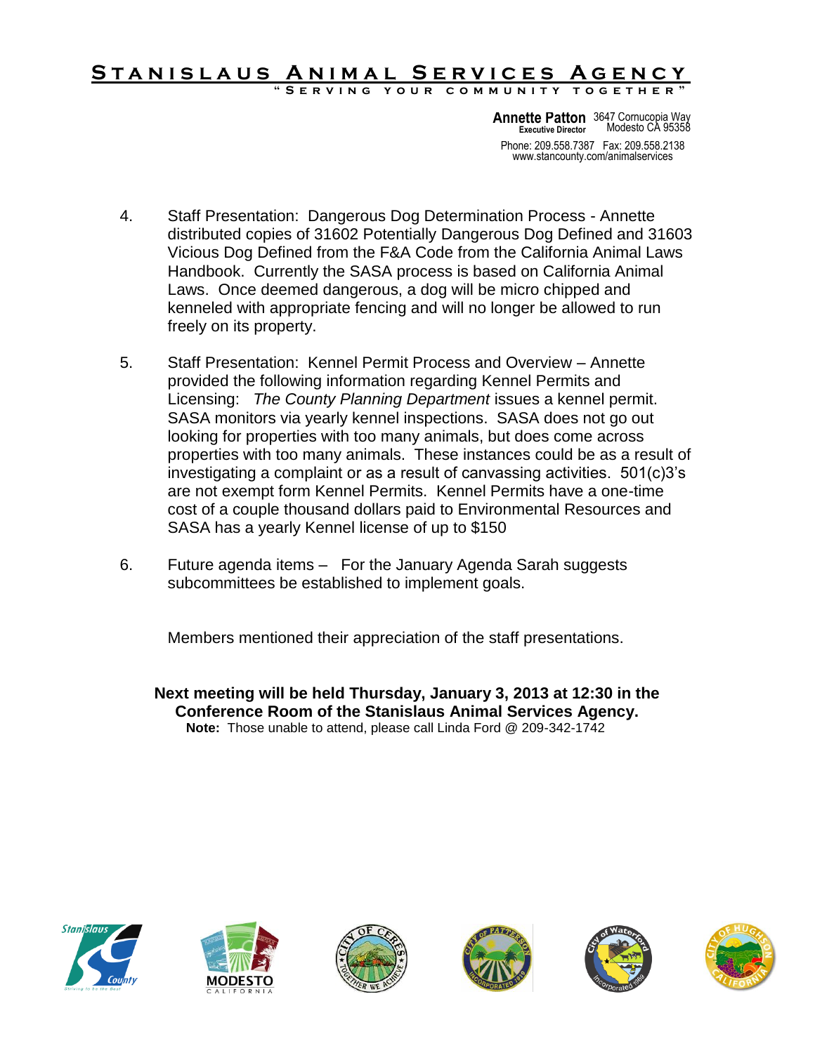# Stanislaus Animal Services Agency

**"Serving your community together"**

**Annette Patton**
**Executive Director**

3647 Cornucopia Way
Modesto CA 95358

Phone: 209.558.7387 Fax: 209.558.2138
www.stancounty.com/animalservices

4. Staff Presentation: Dangerous Dog Determination Process - Annette distributed copies of 31602 Potentially Dangerous Dog Defined and 31603 Vicious Dog Defined from the F&A Code from the California Animal Laws Handbook. Currently the SASA process is based on California Animal Laws. Once deemed dangerous, a dog will be micro chipped and kenneled with appropriate fencing and will no longer be allowed to run freely on its property.

5. Staff Presentation: Kennel Permit Process and Overview – Annette provided the following information regarding Kennel Permits and Licensing: *The County Planning Department* issues a kennel permit. SASA monitors via yearly kennel inspections. SASA does not go out looking for properties with too many animals, but does come across properties with too many animals. These instances could be as a result of investigating a complaint or as a result of canvassing activities. 501(c)3's are not exempt form Kennel Permits. Kennel Permits have a one-time cost of a couple thousand dollars paid to Environmental Resources and SASA has a yearly Kennel license of up to $150

6. Future agenda items – For the January Agenda Sarah suggests subcommittees be established to implement goals.

Members mentioned their appreciation of the staff presentations.

**Next meeting will be held Thursday, January 3, 2013 at 12:30 in the Conference Room of the Stanislaus Animal Services Agency.**
**Note:** Those unable to attend, please call Linda Ford @ 209-342-1742